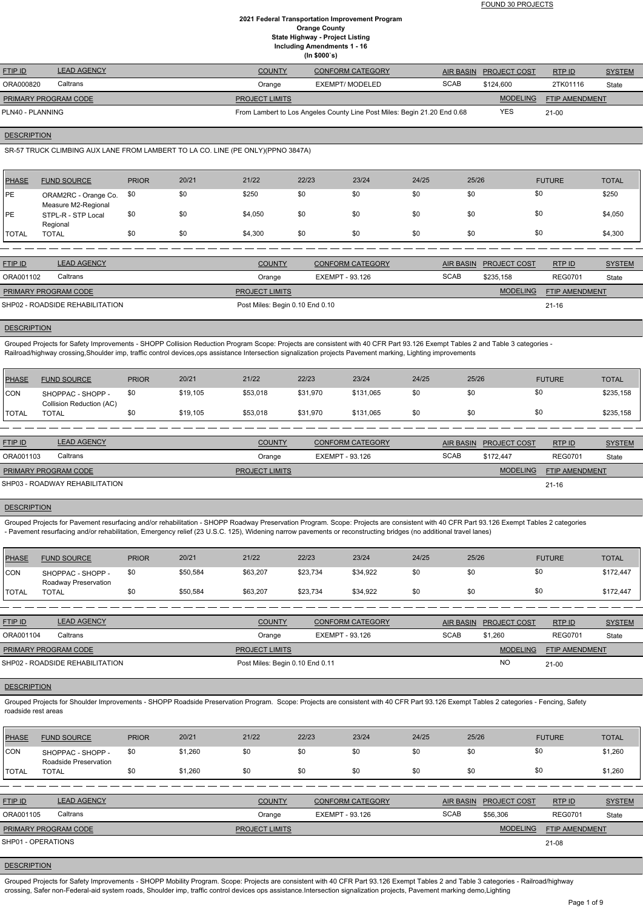FOUND 30 PROJECTS

**2021 Federal Transportation Improvement Program**
**Orange County**
**State Highway - Project Listing**
**Including Amendments 1 - 16**
**(In $000`s)**

| FTIP ID | LEAD AGENCY | COUNTY | CONFORM CATEGORY | AIR BASIN | PROJECT COST | RTP ID | SYSTEM |
|---|---|---|---|---|---|---|---|
| ORA000820 | Caltrans | Orange | EXEMPT/ MODELED | SCAB | $124,600 | 2TK01116 | State |

| PRIMARY PROGRAM CODE | PROJECT LIMITS | MODELING | FTIP AMENDMENT |
|---|---|---|---|
| PLN40 - PLANNING | From Lambert to Los Angeles County Line Post Miles: Begin 21.20 End 0.68 | YES | 21-00 |

DESCRIPTION

SR-57 TRUCK CLIMBING AUX LANE FROM LAMBERT TO LA CO. LINE (PE ONLY)(PPNO 3847A)

| PHASE | FUND SOURCE | PRIOR | 20/21 | 21/22 | 22/23 | 23/24 | 24/25 | 25/26 | FUTURE | TOTAL |
|---|---|---|---|---|---|---|---|---|---|---|
| PE | ORAM2RC - Orange Co. Measure M2-Regional | $0 | $0 | $250 | $0 | $0 | $0 | $0 | $0 | $250 |
| PE | STPL-R - STP Local Regional | $0 | $0 | $4,050 | $0 | $0 | $0 | $0 | $0 | $4,050 |
| TOTAL | TOTAL | $0 | $0 | $4,300 | $0 | $0 | $0 | $0 | $0 | $4,300 |

| FTIP ID | LEAD AGENCY | COUNTY | CONFORM CATEGORY | AIR BASIN | PROJECT COST | RTP ID | SYSTEM |
|---|---|---|---|---|---|---|---|
| ORA001102 | Caltrans | Orange | EXEMPT - 93.126 | SCAB | $235,158 | REG0701 | State |

| PRIMARY PROGRAM CODE | PROJECT LIMITS | MODELING | FTIP AMENDMENT |
|---|---|---|---|
| SHP02 - ROADSIDE REHABILITATION | Post Miles: Begin 0.10 End 0.10 | | 21-16 |

DESCRIPTION

Grouped Projects for Safety Improvements - SHOPP Collision Reduction Program Scope: Projects are consistent with 40 CFR Part 93.126 Exempt Tables 2 and Table 3 categories - Railroad/highway crossing,Shoulder imp, traffic control devices,ops assistance Intersection signalization projects Pavement marking, Lighting improvements

| PHASE | FUND SOURCE | PRIOR | 20/21 | 21/22 | 22/23 | 23/24 | 24/25 | 25/26 | FUTURE | TOTAL |
|---|---|---|---|---|---|---|---|---|---|---|
| CON | SHOPPAC - SHOPP - Collision Reduction (AC) | $0 | $19,105 | $53,018 | $31,970 | $131,065 | $0 | $0 | $0 | $235,158 |
| TOTAL | TOTAL | $0 | $19,105 | $53,018 | $31,970 | $131,065 | $0 | $0 | $0 | $235,158 |

| FTIP ID | LEAD AGENCY | COUNTY | CONFORM CATEGORY | AIR BASIN | PROJECT COST | RTP ID | SYSTEM |
|---|---|---|---|---|---|---|---|
| ORA001103 | Caltrans | Orange | EXEMPT - 93.126 | SCAB | $172,447 | REG0701 | State |

| PRIMARY PROGRAM CODE | PROJECT LIMITS | MODELING | FTIP AMENDMENT |
|---|---|---|---|
| SHP03 - ROADWAY REHABILITATION | | | 21-16 |

DESCRIPTION

Grouped Projects for Pavement resurfacing and/or rehabilitation - SHOPP Roadway Preservation Program. Scope: Projects are consistent with 40 CFR Part 93.126 Exempt Tables 2 categories - Pavement resurfacing and/or rehabilitation, Emergency relief (23 U.S.C. 125), Widening narrow pavements or reconstructing bridges (no additional travel lanes)

| PHASE | FUND SOURCE | PRIOR | 20/21 | 21/22 | 22/23 | 23/24 | 24/25 | 25/26 | FUTURE | TOTAL |
|---|---|---|---|---|---|---|---|---|---|---|
| CON | SHOPPAC - SHOPP - Roadway Preservation | $0 | $50,584 | $63,207 | $23,734 | $34,922 | $0 | $0 | $0 | $172,447 |
| TOTAL | TOTAL | $0 | $50,584 | $63,207 | $23,734 | $34,922 | $0 | $0 | $0 | $172,447 |

| FTIP ID | LEAD AGENCY | COUNTY | CONFORM CATEGORY | AIR BASIN | PROJECT COST | RTP ID | SYSTEM |
|---|---|---|---|---|---|---|---|
| ORA001104 | Caltrans | Orange | EXEMPT - 93.126 | SCAB | $1,260 | REG0701 | State |

| PRIMARY PROGRAM CODE | PROJECT LIMITS | MODELING | FTIP AMENDMENT |
|---|---|---|---|
| SHP02 - ROADSIDE REHABILITATION | Post Miles: Begin 0.10 End 0.11 | NO | 21-00 |

DESCRIPTION

Grouped Projects for Shoulder Improvements - SHOPP Roadside Preservation Program. Scope: Projects are consistent with 40 CFR Part 93.126 Exempt Tables 2 categories - Fencing, Safety roadside rest areas

| PHASE | FUND SOURCE | PRIOR | 20/21 | 21/22 | 22/23 | 23/24 | 24/25 | 25/26 | FUTURE | TOTAL |
|---|---|---|---|---|---|---|---|---|---|---|
| CON | SHOPPAC - SHOPP - Roadside Preservation | $0 | $1,260 | $0 | $0 | $0 | $0 | $0 | $0 | $1,260 |
| TOTAL | TOTAL | $0 | $1,260 | $0 | $0 | $0 | $0 | $0 | $0 | $1,260 |

| FTIP ID | LEAD AGENCY | COUNTY | CONFORM CATEGORY | AIR BASIN | PROJECT COST | RTP ID | SYSTEM |
|---|---|---|---|---|---|---|---|
| ORA001105 | Caltrans | Orange | EXEMPT - 93.126 | SCAB | $56,306 | REG0701 | State |

| PRIMARY PROGRAM CODE | PROJECT LIMITS | MODELING | FTIP AMENDMENT |
|---|---|---|---|
| SHP01 - OPERATIONS | | | 21-08 |

DESCRIPTION

Grouped Projects for Safety Improvements - SHOPP Mobility Program. Scope: Projects are consistent with 40 CFR Part 93.126 Exempt Tables 2 and Table 3 categories - Railroad/highway crossing, Safer non-Federal-aid system roads, Shoulder imp, traffic control devices ops assistance.Intersection signalization projects, Pavement marking demo,Lighting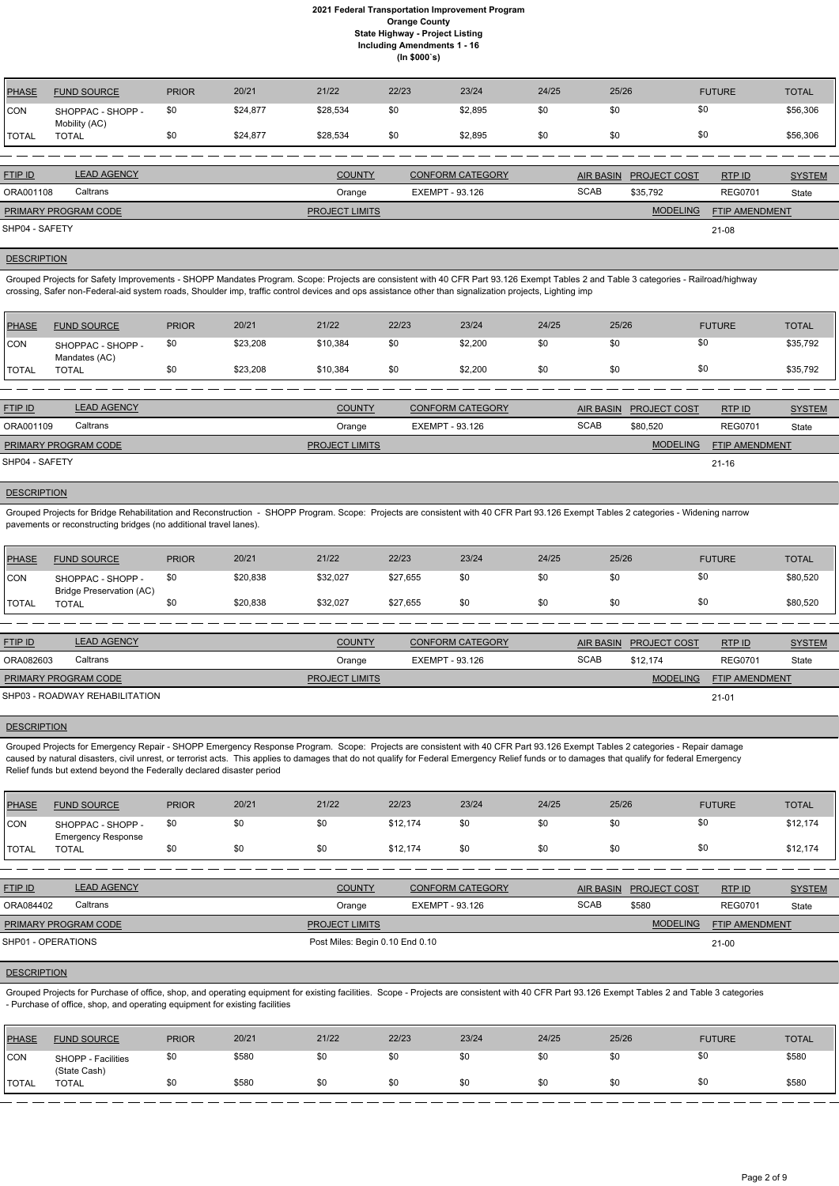# 2021 Federal Transportation Improvement Program
## Orange County
## State Highway - Project Listing
## Including Amendments 1 - 16
## (In $000`s)

| PHASE | FUND SOURCE | PRIOR | 20/21 | 21/22 | 22/23 | 23/24 | 24/25 | 25/26 | FUTURE | TOTAL |
|---|---|---|---|---|---|---|---|---|---|---|
| CON | SHOPPAC - SHOPP - Mobility (AC) | $0 | $24,877 | $28,534 | $0 | $2,895 | $0 | $0 | $0 | $56,306 |
| TOTAL | TOTAL | $0 | $24,877 | $28,534 | $0 | $2,895 | $0 | $0 | $0 | $56,306 |

| FTIP ID | LEAD AGENCY | COUNTY | CONFORM CATEGORY | AIR BASIN | PROJECT COST | RTP ID | SYSTEM |
|---|---|---|---|---|---|---|---|
| ORA001108 | Caltrans | Orange | EXEMPT - 93.126 | SCAB | $35,792 | REG0701 | State |

| PRIMARY PROGRAM CODE | PROJECT LIMITS | MODELING | FTIP AMENDMENT |
|---|---|---|---|
| SHP04 - SAFETY | | | 21-08 |

**DESCRIPTION**

Grouped Projects for Safety Improvements - SHOPP Mandates Program. Scope: Projects are consistent with 40 CFR Part 93.126 Exempt Tables 2 and Table 3 categories - Railroad/highway crossing, Safer non-Federal-aid system roads, Shoulder imp, traffic control devices and ops assistance other than signalization projects, Lighting imp

| PHASE | FUND SOURCE | PRIOR | 20/21 | 21/22 | 22/23 | 23/24 | 24/25 | 25/26 | FUTURE | TOTAL |
|---|---|---|---|---|---|---|---|---|---|---|
| CON | SHOPPAC - SHOPP - Mandates (AC) | $0 | $23,208 | $10,384 | $0 | $2,200 | $0 | $0 | $0 | $35,792 |
| TOTAL | TOTAL | $0 | $23,208 | $10,384 | $0 | $2,200 | $0 | $0 | $0 | $35,792 |

| FTIP ID | LEAD AGENCY | COUNTY | CONFORM CATEGORY | AIR BASIN | PROJECT COST | RTP ID | SYSTEM |
|---|---|---|---|---|---|---|---|
| ORA001109 | Caltrans | Orange | EXEMPT - 93.126 | SCAB | $80,520 | REG0701 | State |

| PRIMARY PROGRAM CODE | PROJECT LIMITS | MODELING | FTIP AMENDMENT |
|---|---|---|---|
| SHP04 - SAFETY | | | 21-16 |

**DESCRIPTION**

Grouped Projects for Bridge Rehabilitation and Reconstruction - SHOPP Program. Scope: Projects are consistent with 40 CFR Part 93.126 Exempt Tables 2 categories - Widening narrow pavements or reconstructing bridges (no additional travel lanes).

| PHASE | FUND SOURCE | PRIOR | 20/21 | 21/22 | 22/23 | 23/24 | 24/25 | 25/26 | FUTURE | TOTAL |
|---|---|---|---|---|---|---|---|---|---|---|
| CON | SHOPPAC - SHOPP - Bridge Preservation (AC) | $0 | $20,838 | $32,027 | $27,655 | $0 | $0 | $0 | $0 | $80,520 |
| TOTAL | TOTAL | $0 | $20,838 | $32,027 | $27,655 | $0 | $0 | $0 | $0 | $80,520 |

| FTIP ID | LEAD AGENCY | COUNTY | CONFORM CATEGORY | AIR BASIN | PROJECT COST | RTP ID | SYSTEM |
|---|---|---|---|---|---|---|---|
| ORA082603 | Caltrans | Orange | EXEMPT - 93.126 | SCAB | $12,174 | REG0701 | State |

| PRIMARY PROGRAM CODE | PROJECT LIMITS | MODELING | FTIP AMENDMENT |
|---|---|---|---|
| SHP03 - ROADWAY REHABILITATION | | | 21-01 |

**DESCRIPTION**

Grouped Projects for Emergency Repair - SHOPP Emergency Response Program. Scope: Projects are consistent with 40 CFR Part 93.126 Exempt Tables 2 categories - Repair damage caused by natural disasters, civil unrest, or terrorist acts. This applies to damages that do not qualify for Federal Emergency Relief funds or to damages that qualify for federal Emergency Relief funds but extend beyond the Federally declared disaster period

| PHASE | FUND SOURCE | PRIOR | 20/21 | 21/22 | 22/23 | 23/24 | 24/25 | 25/26 | FUTURE | TOTAL |
|---|---|---|---|---|---|---|---|---|---|---|
| CON | SHOPPAC - SHOPP - Emergency Response | $0 | $0 | $0 | $12,174 | $0 | $0 | $0 | $0 | $12,174 |
| TOTAL | TOTAL | $0 | $0 | $0 | $12,174 | $0 | $0 | $0 | $0 | $12,174 |

| FTIP ID | LEAD AGENCY | COUNTY | CONFORM CATEGORY | AIR BASIN | PROJECT COST | RTP ID | SYSTEM |
|---|---|---|---|---|---|---|---|
| ORA084402 | Caltrans | Orange | EXEMPT - 93.126 | SCAB | $580 | REG0701 | State |

| PRIMARY PROGRAM CODE | PROJECT LIMITS | MODELING | FTIP AMENDMENT |
|---|---|---|---|
| SHP01 - OPERATIONS | Post Miles: Begin 0.10 End 0.10 | | 21-00 |

**DESCRIPTION**

Grouped Projects for Purchase of office, shop, and operating equipment for existing facilities. Scope - Projects are consistent with 40 CFR Part 93.126 Exempt Tables 2 and Table 3 categories - Purchase of office, shop, and operating equipment for existing facilities

| PHASE | FUND SOURCE | PRIOR | 20/21 | 21/22 | 22/23 | 23/24 | 24/25 | 25/26 | FUTURE | TOTAL |
|---|---|---|---|---|---|---|---|---|---|---|
| CON | SHOPP - Facilities (State Cash) | $0 | $580 | $0 | $0 | $0 | $0 | $0 | $0 | $580 |
| TOTAL | TOTAL | $0 | $580 | $0 | $0 | $0 | $0 | $0 | $0 | $580 |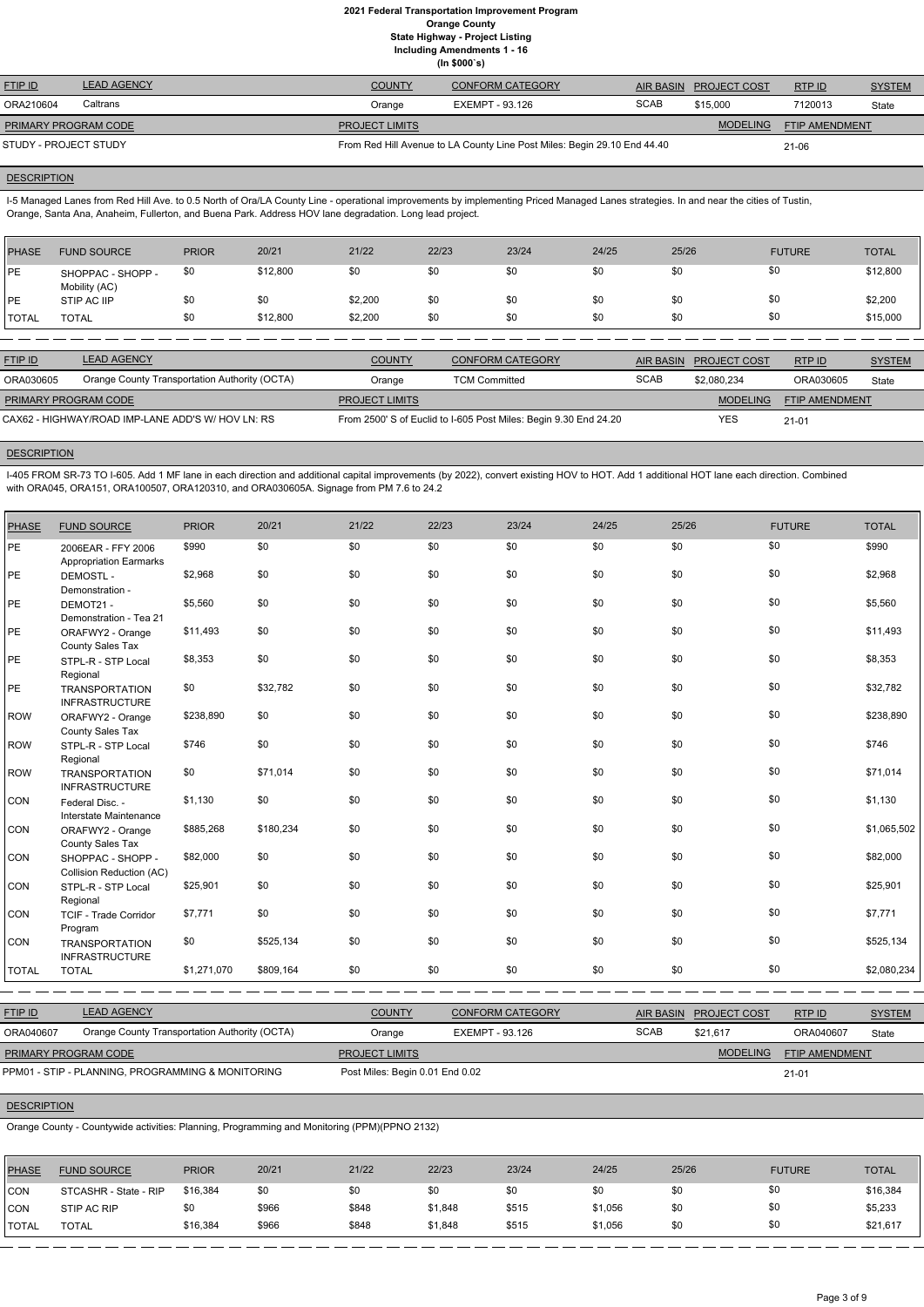# 2021 Federal Transportation Improvement Program
## Orange County
### State Highway - Project Listing
#### Including Amendments 1 - 16
#### (In $000`s)

| FTIP ID | LEAD AGENCY | COUNTY | CONFORM CATEGORY | AIR BASIN | PROJECT COST | RTP ID | SYSTEM |
|---|---|---|---|---|---|---|---|
| ORA210604 | Caltrans | Orange | EXEMPT - 93.126 | SCAB | $15,000 | 7120013 | State |

| PRIMARY PROGRAM CODE | PROJECT LIMITS | MODELING | FTIP AMENDMENT |
|---|---|---|---|
| STUDY - PROJECT STUDY | From Red Hill Avenue to LA County Line Post Miles: Begin 29.10 End 44.40 | | 21-06 |

**DESCRIPTION**

I-5 Managed Lanes from Red Hill Ave. to 0.5 North of Ora/LA County Line - operational improvements by implementing Priced Managed Lanes strategies. In and near the cities of Tustin, Orange, Santa Ana, Anaheim, Fullerton, and Buena Park. Address HOV lane degradation. Long lead project.

| PHASE | FUND SOURCE | PRIOR | 20/21 | 21/22 | 22/23 | 23/24 | 24/25 | 25/26 | FUTURE | TOTAL |
|---|---|---|---|---|---|---|---|---|---|---|
| PE | SHOPPAC - SHOPP - Mobility (AC) | $0 | $12,800 | $0 | $0 | $0 | $0 | $0 | $0 | $12,800 |
| PE | STIP AC IIP | $0 | $0 | $2,200 | $0 | $0 | $0 | $0 | $0 | $2,200 |
| TOTAL | TOTAL | $0 | $12,800 | $2,200 | $0 | $0 | $0 | $0 | $0 | $15,000 |

| FTIP ID | LEAD AGENCY | COUNTY | CONFORM CATEGORY | AIR BASIN | PROJECT COST | RTP ID | SYSTEM |
|---|---|---|---|---|---|---|---|
| ORA030605 | Orange County Transportation Authority (OCTA) | Orange | TCM Committed | SCAB | $2,080,234 | ORA030605 | State |

| PRIMARY PROGRAM CODE | PROJECT LIMITS | MODELING | FTIP AMENDMENT |
|---|---|---|---|
| CAX62 - HIGHWAY/ROAD IMP-LANE ADD'S W/ HOV LN: RS | From 2500' S of Euclid to I-605 Post Miles: Begin 9.30 End 24.20 | YES | 21-01 |

**DESCRIPTION**

I-405 FROM SR-73 TO I-605. Add 1 MF lane in each direction and additional capital improvements (by 2022), convert existing HOV to HOT. Add 1 additional HOT lane each direction. Combined with ORA045, ORA151, ORA100507, ORA120310, and ORA030605A. Signage from PM 7.6 to 24.2

| PHASE | FUND SOURCE | PRIOR | 20/21 | 21/22 | 22/23 | 23/24 | 24/25 | 25/26 | FUTURE | TOTAL |
|---|---|---|---|---|---|---|---|---|---|---|
| PE | 2006EAR - FFY 2006 Appropriation Earmarks | $990 | $0 | $0 | $0 | $0 | $0 | $0 | $0 | $990 |
| PE | DEMOSTL - Demonstration - | $2,968 | $0 | $0 | $0 | $0 | $0 | $0 | $0 | $2,968 |
| PE | DEMOT21 - Demonstration - Tea 21 | $5,560 | $0 | $0 | $0 | $0 | $0 | $0 | $0 | $5,560 |
| PE | ORAFWY2 - Orange County Sales Tax | $11,493 | $0 | $0 | $0 | $0 | $0 | $0 | $0 | $11,493 |
| PE | STPL-R - STP Local Regional | $8,353 | $0 | $0 | $0 | $0 | $0 | $0 | $0 | $8,353 |
| PE | TRANSPORTATION INFRASTRUCTURE | $0 | $32,782 | $0 | $0 | $0 | $0 | $0 | $0 | $32,782 |
| ROW | ORAFWY2 - Orange County Sales Tax | $238,890 | $0 | $0 | $0 | $0 | $0 | $0 | $0 | $238,890 |
| ROW | STPL-R - STP Local Regional | $746 | $0 | $0 | $0 | $0 | $0 | $0 | $0 | $746 |
| ROW | TRANSPORTATION INFRASTRUCTURE | $0 | $71,014 | $0 | $0 | $0 | $0 | $0 | $0 | $71,014 |
| CON | Federal Disc. - Interstate Maintenance | $1,130 | $0 | $0 | $0 | $0 | $0 | $0 | $0 | $1,130 |
| CON | ORAFWY2 - Orange County Sales Tax | $885,268 | $180,234 | $0 | $0 | $0 | $0 | $0 | $0 | $1,065,502 |
| CON | SHOPPAC - SHOPP - Collision Reduction (AC) | $82,000 | $0 | $0 | $0 | $0 | $0 | $0 | $0 | $82,000 |
| CON | STPL-R - STP Local Regional | $25,901 | $0 | $0 | $0 | $0 | $0 | $0 | $0 | $25,901 |
| CON | TCIF - Trade Corridor Program | $7,771 | $0 | $0 | $0 | $0 | $0 | $0 | $0 | $7,771 |
| CON | TRANSPORTATION INFRASTRUCTURE | $0 | $525,134 | $0 | $0 | $0 | $0 | $0 | $0 | $525,134 |
| TOTAL | TOTAL | $1,271,070 | $809,164 | $0 | $0 | $0 | $0 | $0 | $0 | $2,080,234 |

| FTIP ID | LEAD AGENCY | COUNTY | CONFORM CATEGORY | AIR BASIN | PROJECT COST | RTP ID | SYSTEM |
|---|---|---|---|---|---|---|---|
| ORA040607 | Orange County Transportation Authority (OCTA) | Orange | EXEMPT - 93.126 | SCAB | $21,617 | ORA040607 | State |

| PRIMARY PROGRAM CODE | PROJECT LIMITS | MODELING | FTIP AMENDMENT |
|---|---|---|---|
| PPM01 - STIP - PLANNING, PROGRAMMING & MONITORING | Post Miles: Begin 0.01 End 0.02 | | 21-01 |

**DESCRIPTION**

Orange County - Countywide activities: Planning, Programming and Monitoring (PPM)(PPNO 2132)

| PHASE | FUND SOURCE | PRIOR | 20/21 | 21/22 | 22/23 | 23/24 | 24/25 | 25/26 | FUTURE | TOTAL |
|---|---|---|---|---|---|---|---|---|---|---|
| CON | STCASHR - State - RIP | $16,384 | $0 | $0 | $0 | $0 | $0 | $0 | $0 | $16,384 |
| CON | STIP AC RIP | $0 | $966 | $848 | $1,848 | $515 | $1,056 | $0 | $0 | $5,233 |
| TOTAL | TOTAL | $16,384 | $966 | $848 | $1,848 | $515 | $1,056 | $0 | $0 | $21,617 |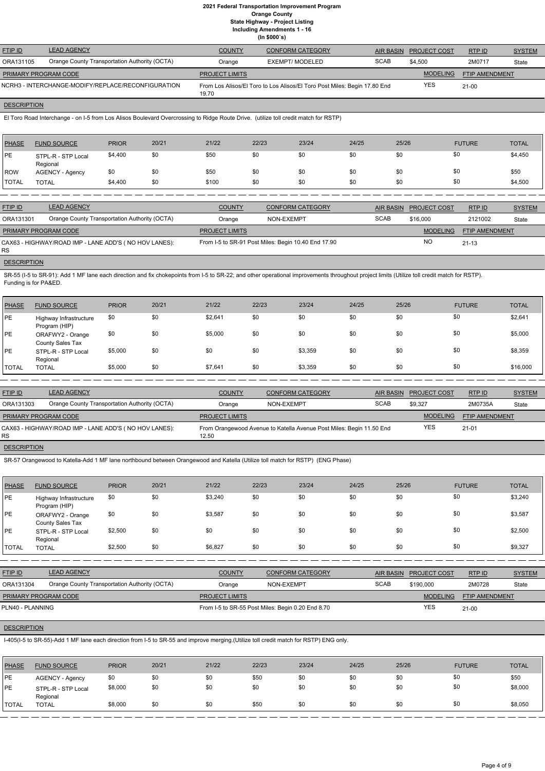# 2021 Federal Transportation Improvement Program
## Orange County
## State Highway - Project Listing
## Including Amendments 1 - 16
## (In $000`s)

| FTIP ID | LEAD AGENCY | COUNTY | CONFORM CATEGORY | AIR BASIN | PROJECT COST | RTP ID | SYSTEM |
|---|---|---|---|---|---|---|---|
| ORA131105 | Orange County Transportation Authority (OCTA) | Orange | EXEMPT/ MODELED | SCAB | $4,500 | 2M0717 | State |

| PRIMARY PROGRAM CODE | PROJECT LIMITS | MODELING | FTIP AMENDMENT |
|---|---|---|---|
| NCRH3 - INTERCHANGE-MODIFY/REPLACE/RECONFIGURATION | From Los Alisos/El Toro to Los Alisos/El Toro Post Miles: Begin 17.80 End 19.70 | YES | 21-00 |

**DESCRIPTION**

El Toro Road Interchange - on I-5 from Los Alisos Boulevard Overcrossing to Ridge Route Drive. (utilize toll credit match for RSTP)

| PHASE | FUND SOURCE | PRIOR | 20/21 | 21/22 | 22/23 | 23/24 | 24/25 | 25/26 | FUTURE | TOTAL |
|---|---|---|---|---|---|---|---|---|---|---|
| PE | STPL-R - STP Local Regional | $4,400 | $0 | $50 | $0 | $0 | $0 | $0 | $0 | $4,450 |
| ROW | AGENCY - Agency | $0 | $0 | $50 | $0 | $0 | $0 | $0 | $0 | $50 |
| TOTAL | TOTAL | $4,400 | $0 | $100 | $0 | $0 | $0 | $0 | $0 | $4,500 |

| FTIP ID | LEAD AGENCY | COUNTY | CONFORM CATEGORY | AIR BASIN | PROJECT COST | RTP ID | SYSTEM |
|---|---|---|---|---|---|---|---|
| ORA131301 | Orange County Transportation Authority (OCTA) | Orange | NON-EXEMPT | SCAB | $16,000 | 2121002 | State |

| PRIMARY PROGRAM CODE | PROJECT LIMITS | MODELING | FTIP AMENDMENT |
|---|---|---|---|
| CAX63 - HIGHWAY/ROAD IMP - LANE ADD'S ( NO HOV LANES): RS | From I-5 to SR-91 Post Miles: Begin 10.40 End 17.90 | NO | 21-13 |

**DESCRIPTION**

SR-55 (I-5 to SR-91): Add 1 MF lane each direction and fix chokepoints from I-5 to SR-22; and other operational improvements throughout project limits (Utilize toll credit match for RSTP). Funding is for PA&ED.

| PHASE | FUND SOURCE | PRIOR | 20/21 | 21/22 | 22/23 | 23/24 | 24/25 | 25/26 | FUTURE | TOTAL |
|---|---|---|---|---|---|---|---|---|---|---|
| PE | Highway Infrastructure Program (HIP) | $0 | $0 | $2,641 | $0 | $0 | $0 | $0 | $0 | $2,641 |
| PE | ORAFWY2 - Orange County Sales Tax | $0 | $0 | $5,000 | $0 | $0 | $0 | $0 | $0 | $5,000 |
| PE | STPL-R - STP Local Regional | $5,000 | $0 | $0 | $0 | $3,359 | $0 | $0 | $0 | $8,359 |
| TOTAL | TOTAL | $5,000 | $0 | $7,641 | $0 | $3,359 | $0 | $0 | $0 | $16,000 |

| FTIP ID | LEAD AGENCY | COUNTY | CONFORM CATEGORY | AIR BASIN | PROJECT COST | RTP ID | SYSTEM |
|---|---|---|---|---|---|---|---|
| ORA131303 | Orange County Transportation Authority (OCTA) | Orange | NON-EXEMPT | SCAB | $9,327 | 2M0735A | State |

| PRIMARY PROGRAM CODE | PROJECT LIMITS | MODELING | FTIP AMENDMENT |
|---|---|---|---|
| CAX63 - HIGHWAY/ROAD IMP - LANE ADD'S ( NO HOV LANES): RS | From Orangewood Avenue to Katella Avenue Post Miles: Begin 11.50 End 12.50 | YES | 21-01 |

**DESCRIPTION**

SR-57 Orangewood to Katella-Add 1 MF lane northbound between Orangewood and Katella (Utilize toll match for RSTP) (ENG Phase)

| PHASE | FUND SOURCE | PRIOR | 20/21 | 21/22 | 22/23 | 23/24 | 24/25 | 25/26 | FUTURE | TOTAL |
|---|---|---|---|---|---|---|---|---|---|---|
| PE | Highway Infrastructure Program (HIP) | $0 | $0 | $3,240 | $0 | $0 | $0 | $0 | $0 | $3,240 |
| PE | ORAFWY2 - Orange County Sales Tax | $0 | $0 | $3,587 | $0 | $0 | $0 | $0 | $0 | $3,587 |
| PE | STPL-R - STP Local Regional | $2,500 | $0 | $0 | $0 | $0 | $0 | $0 | $0 | $2,500 |
| TOTAL | TOTAL | $2,500 | $0 | $6,827 | $0 | $0 | $0 | $0 | $0 | $9,327 |

| FTIP ID | LEAD AGENCY | COUNTY | CONFORM CATEGORY | AIR BASIN | PROJECT COST | RTP ID | SYSTEM |
|---|---|---|---|---|---|---|---|
| ORA131304 | Orange County Transportation Authority (OCTA) | Orange | NON-EXEMPT | SCAB | $190,000 | 2M0728 | State |

| PRIMARY PROGRAM CODE | PROJECT LIMITS | MODELING | FTIP AMENDMENT |
|---|---|---|---|
| PLN40 - PLANNING | From I-5 to SR-55 Post Miles: Begin 0.20 End 8.70 | YES | 21-00 |

**DESCRIPTION**

I-405(I-5 to SR-55)-Add 1 MF lane each direction from I-5 to SR-55 and improve merging.(Utilize toll credit match for RSTP) ENG only.

| PHASE | FUND SOURCE | PRIOR | 20/21 | 21/22 | 22/23 | 23/24 | 24/25 | 25/26 | FUTURE | TOTAL |
|---|---|---|---|---|---|---|---|---|---|---|
| PE | AGENCY - Agency | $0 | $0 | $0 | $50 | $0 | $0 | $0 | $0 | $50 |
| PE | STPL-R - STP Local Regional | $8,000 | $0 | $0 | $0 | $0 | $0 | $0 | $0 | $8,000 |
| TOTAL | TOTAL | $8,000 | $0 | $0 | $50 | $0 | $0 | $0 | $0 | $8,050 |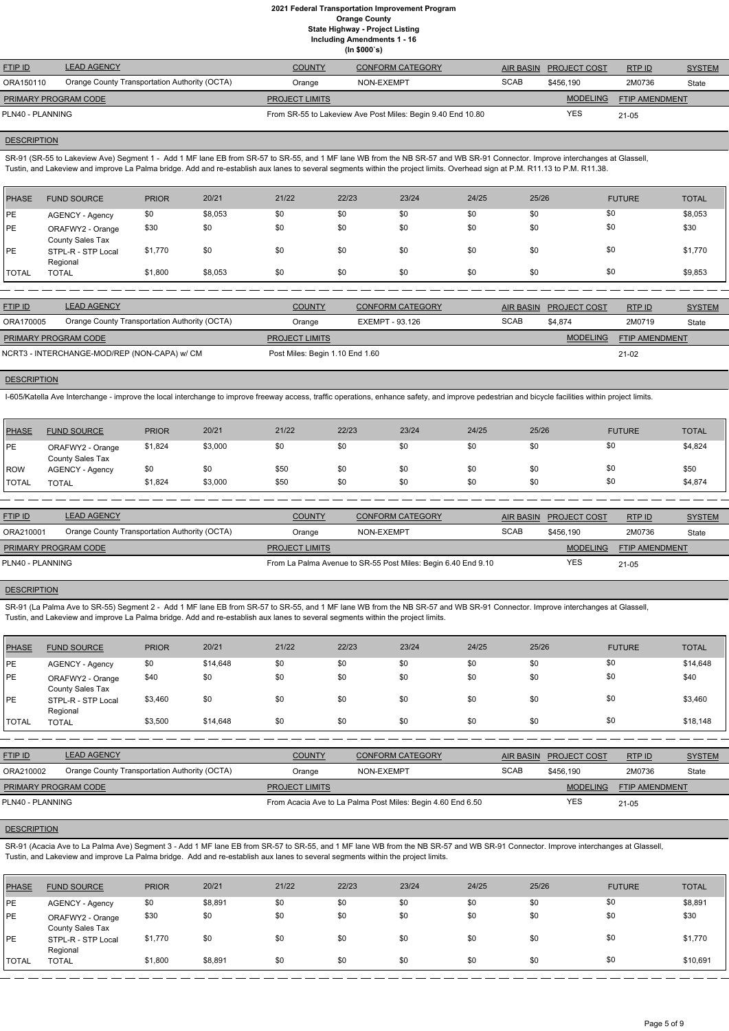# 2021 Federal Transportation Improvement Program
## Orange County
### State Highway - Project Listing
### Including Amendments 1 - 16
### (In $000`s)

| FTIP ID | LEAD AGENCY | COUNTY | CONFORM CATEGORY | AIR BASIN | PROJECT COST | RTP ID | SYSTEM |
|---|---|---|---|---|---|---|---|
| ORA150110 | Orange County Transportation Authority (OCTA) | Orange | NON-EXEMPT | SCAB | $456,190 | 2M0736 | State |

| PRIMARY PROGRAM CODE | PROJECT LIMITS | MODELING | FTIP AMENDMENT |
|---|---|---|---|
| PLN40 - PLANNING | From SR-55 to Lakeview Ave Post Miles: Begin 9.40 End 10.80 | YES | 21-05 |

**DESCRIPTION**

SR-91 (SR-55 to Lakeview Ave) Segment 1 - Add 1 MF lane EB from SR-57 to SR-55, and 1 MF lane WB from the NB SR-57 and WB SR-91 Connector. Improve interchanges at Glassell, Tustin, and Lakeview and improve La Palma bridge. Add and re-establish aux lanes to several segments within the project limits. Overhead sign at P.M. R11.13 to P.M. R11.38.

| PHASE | FUND SOURCE | PRIOR | 20/21 | 21/22 | 22/23 | 23/24 | 24/25 | 25/26 | FUTURE | TOTAL |
|---|---|---|---|---|---|---|---|---|---|---|
| PE | AGENCY - Agency | $0 | $8,053 | $0 | $0 | $0 | $0 | $0 | $0 | $8,053 |
| PE | ORAFWY2 - Orange County Sales Tax | $30 | $0 | $0 | $0 | $0 | $0 | $0 | $0 | $30 |
| PE | STPL-R - STP Local Regional | $1,770 | $0 | $0 | $0 | $0 | $0 | $0 | $0 | $1,770 |
| TOTAL | TOTAL | $1,800 | $8,053 | $0 | $0 | $0 | $0 | $0 | $0 | $9,853 |

| FTIP ID | LEAD AGENCY | COUNTY | CONFORM CATEGORY | AIR BASIN | PROJECT COST | RTP ID | SYSTEM |
|---|---|---|---|---|---|---|---|
| ORA170005 | Orange County Transportation Authority (OCTA) | Orange | EXEMPT - 93.126 | SCAB | $4,874 | 2M0719 | State |

| PRIMARY PROGRAM CODE | PROJECT LIMITS | MODELING | FTIP AMENDMENT |
|---|---|---|---|
| NCRT3 - INTERCHANGE-MOD/REP (NON-CAPA) w/ CM | Post Miles: Begin 1.10 End 1.60 | | 21-02 |

**DESCRIPTION**

I-605/Katella Ave Interchange - improve the local interchange to improve freeway access, traffic operations, enhance safety, and improve pedestrian and bicycle facilities within project limits.

| PHASE | FUND SOURCE | PRIOR | 20/21 | 21/22 | 22/23 | 23/24 | 24/25 | 25/26 | FUTURE | TOTAL |
|---|---|---|---|---|---|---|---|---|---|---|
| PE | ORAFWY2 - Orange County Sales Tax | $1,824 | $3,000 | $0 | $0 | $0 | $0 | $0 | $0 | $4,824 |
| ROW | AGENCY - Agency | $0 | $0 | $50 | $0 | $0 | $0 | $0 | $0 | $50 |
| TOTAL | TOTAL | $1,824 | $3,000 | $50 | $0 | $0 | $0 | $0 | $0 | $4,874 |

| FTIP ID | LEAD AGENCY | COUNTY | CONFORM CATEGORY | AIR BASIN | PROJECT COST | RTP ID | SYSTEM |
|---|---|---|---|---|---|---|---|
| ORA210001 | Orange County Transportation Authority (OCTA) | Orange | NON-EXEMPT | SCAB | $456,190 | 2M0736 | State |

| PRIMARY PROGRAM CODE | PROJECT LIMITS | MODELING | FTIP AMENDMENT |
|---|---|---|---|
| PLN40 - PLANNING | From La Palma Avenue to SR-55 Post Miles: Begin 6.40 End 9.10 | YES | 21-05 |

**DESCRIPTION**

SR-91 (La Palma Ave to SR-55) Segment 2 - Add 1 MF lane EB from SR-57 to SR-55, and 1 MF lane WB from the NB SR-57 and WB SR-91 Connector. Improve interchanges at Glassell, Tustin, and Lakeview and improve La Palma bridge. Add and re-establish aux lanes to several segments within the project limits.

| PHASE | FUND SOURCE | PRIOR | 20/21 | 21/22 | 22/23 | 23/24 | 24/25 | 25/26 | FUTURE | TOTAL |
|---|---|---|---|---|---|---|---|---|---|---|
| PE | AGENCY - Agency | $0 | $14,648 | $0 | $0 | $0 | $0 | $0 | $0 | $14,648 |
| PE | ORAFWY2 - Orange County Sales Tax | $40 | $0 | $0 | $0 | $0 | $0 | $0 | $0 | $40 |
| PE | STPL-R - STP Local Regional | $3,460 | $0 | $0 | $0 | $0 | $0 | $0 | $0 | $3,460 |
| TOTAL | TOTAL | $3,500 | $14,648 | $0 | $0 | $0 | $0 | $0 | $0 | $18,148 |

| FTIP ID | LEAD AGENCY | COUNTY | CONFORM CATEGORY | AIR BASIN | PROJECT COST | RTP ID | SYSTEM |
|---|---|---|---|---|---|---|---|
| ORA210002 | Orange County Transportation Authority (OCTA) | Orange | NON-EXEMPT | SCAB | $456,190 | 2M0736 | State |

| PRIMARY PROGRAM CODE | PROJECT LIMITS | MODELING | FTIP AMENDMENT |
|---|---|---|---|
| PLN40 - PLANNING | From Acacia Ave to La Palma Post Miles: Begin 4.60 End 6.50 | YES | 21-05 |

**DESCRIPTION**

SR-91 (Acacia Ave to La Palma Ave) Segment 3 - Add 1 MF lane EB from SR-57 to SR-55, and 1 MF lane WB from the NB SR-57 and WB SR-91 Connector. Improve interchanges at Glassell, Tustin, and Lakeview and improve La Palma bridge. Add and re-establish aux lanes to several segments within the project limits.

| PHASE | FUND SOURCE | PRIOR | 20/21 | 21/22 | 22/23 | 23/24 | 24/25 | 25/26 | FUTURE | TOTAL |
|---|---|---|---|---|---|---|---|---|---|---|
| PE | AGENCY - Agency | $0 | $8,891 | $0 | $0 | $0 | $0 | $0 | $0 | $8,891 |
| PE | ORAFWY2 - Orange County Sales Tax | $30 | $0 | $0 | $0 | $0 | $0 | $0 | $0 | $30 |
| PE | STPL-R - STP Local Regional | $1,770 | $0 | $0 | $0 | $0 | $0 | $0 | $0 | $1,770 |
| TOTAL | TOTAL | $1,800 | $8,891 | $0 | $0 | $0 | $0 | $0 | $0 | $10,691 |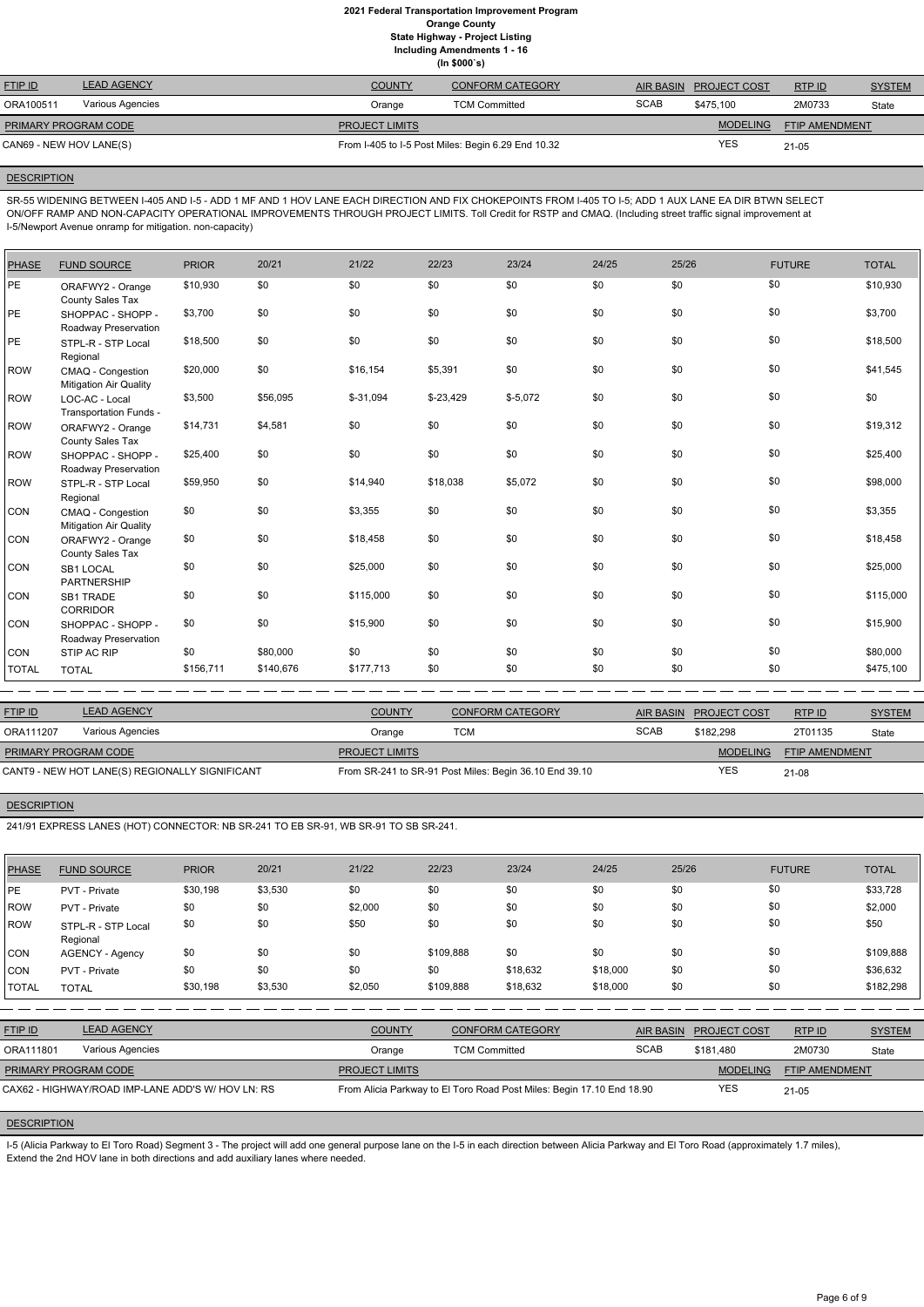# 2021 Federal Transportation Improvement Program
## Orange County
### State Highway - Project Listing
### Including Amendments 1 - 16
### (In $000`s)

| FTIP ID | LEAD AGENCY | COUNTY | CONFORM CATEGORY | AIR BASIN | PROJECT COST | RTP ID | SYSTEM |
|---|---|---|---|---|---|---|---|
| ORA100511 | Various Agencies | Orange | TCM Committed | SCAB | $475,100 | 2M0733 | State |

| PRIMARY PROGRAM CODE | PROJECT LIMITS | MODELING | FTIP AMENDMENT |
|---|---|---|---|
| CAN69 - NEW HOV LANE(S) | From I-405 to I-5 Post Miles: Begin 6.29 End 10.32 | YES | 21-05 |

**DESCRIPTION**

SR-55 WIDENING BETWEEN I-405 AND I-5 - ADD 1 MF AND 1 HOV LANE EACH DIRECTION AND FIX CHOKEPOINTS FROM I-405 TO I-5; ADD 1 AUX LANE EA DIR BTWN SELECT ON/OFF RAMP AND NON-CAPACITY OPERATIONAL IMPROVEMENTS THROUGH PROJECT LIMITS. Toll Credit for RSTP and CMAQ. (Including street traffic signal improvement at I-5/Newport Avenue onramp for mitigation. non-capacity)

| PHASE | FUND SOURCE | PRIOR | 20/21 | 21/22 | 22/23 | 23/24 | 24/25 | 25/26 | FUTURE | TOTAL |
|---|---|---|---|---|---|---|---|---|---|---|
| PE | ORAFWY2 - Orange County Sales Tax | $10,930 | $0 | $0 | $0 | $0 | $0 | $0 | $0 | $10,930 |
| PE | SHOPPAC - SHOPP - Roadway Preservation | $3,700 | $0 | $0 | $0 | $0 | $0 | $0 | $0 | $3,700 |
| PE | STPL-R - STP Local Regional | $18,500 | $0 | $0 | $0 | $0 | $0 | $0 | $0 | $18,500 |
| ROW | CMAQ - Congestion Mitigation Air Quality | $20,000 | $0 | $16,154 | $5,391 | $0 | $0 | $0 | $0 | $41,545 |
| ROW | LOC-AC - Local Transportation Funds - | $3,500 | $56,095 | $-31,094 | $-23,429 | $-5,072 | $0 | $0 | $0 | $0 |
| ROW | ORAFWY2 - Orange County Sales Tax | $14,731 | $4,581 | $0 | $0 | $0 | $0 | $0 | $0 | $19,312 |
| ROW | SHOPPAC - SHOPP - Roadway Preservation | $25,400 | $0 | $0 | $0 | $0 | $0 | $0 | $0 | $25,400 |
| ROW | STPL-R - STP Local Regional | $59,950 | $0 | $14,940 | $18,038 | $5,072 | $0 | $0 | $0 | $98,000 |
| CON | CMAQ - Congestion Mitigation Air Quality | $0 | $0 | $3,355 | $0 | $0 | $0 | $0 | $0 | $3,355 |
| CON | ORAFWY2 - Orange County Sales Tax | $0 | $0 | $18,458 | $0 | $0 | $0 | $0 | $0 | $18,458 |
| CON | SB1 LOCAL PARTNERSHIP | $0 | $0 | $25,000 | $0 | $0 | $0 | $0 | $0 | $25,000 |
| CON | SB1 TRADE CORRIDOR | $0 | $0 | $115,000 | $0 | $0 | $0 | $0 | $0 | $115,000 |
| CON | SHOPPAC - SHOPP - Roadway Preservation | $0 | $0 | $15,900 | $0 | $0 | $0 | $0 | $0 | $15,900 |
| CON | STIP AC RIP | $0 | $80,000 | $0 | $0 | $0 | $0 | $0 | $0 | $80,000 |
| TOTAL | TOTAL | $156,711 | $140,676 | $177,713 | $0 | $0 | $0 | $0 | $0 | $475,100 |

| FTIP ID | LEAD AGENCY | COUNTY | CONFORM CATEGORY | AIR BASIN | PROJECT COST | RTP ID | SYSTEM |
|---|---|---|---|---|---|---|---|
| ORA111207 | Various Agencies | Orange | TCM | SCAB | $182,298 | 2T01135 | State |

| PRIMARY PROGRAM CODE | PROJECT LIMITS | MODELING | FTIP AMENDMENT |
|---|---|---|---|
| CANT9 - NEW HOT LANE(S) REGIONALLY SIGNIFICANT | From SR-241 to SR-91 Post Miles: Begin 36.10 End 39.10 | YES | 21-08 |

**DESCRIPTION**

241/91 EXPRESS LANES (HOT) CONNECTOR: NB SR-241 TO EB SR-91, WB SR-91 TO SB SR-241.

| PHASE | FUND SOURCE | PRIOR | 20/21 | 21/22 | 22/23 | 23/24 | 24/25 | 25/26 | FUTURE | TOTAL |
|---|---|---|---|---|---|---|---|---|---|---|
| PE | PVT - Private | $30,198 | $3,530 | $0 | $0 | $0 | $0 | $0 | $0 | $33,728 |
| ROW | PVT - Private | $0 | $0 | $2,000 | $0 | $0 | $0 | $0 | $0 | $2,000 |
| ROW | STPL-R - STP Local Regional | $0 | $0 | $50 | $0 | $0 | $0 | $0 | $0 | $50 |
| CON | AGENCY - Agency | $0 | $0 | $0 | $109,888 | $0 | $0 | $0 | $0 | $109,888 |
| CON | PVT - Private | $0 | $0 | $0 | $0 | $18,632 | $18,000 | $0 | $0 | $36,632 |
| TOTAL | TOTAL | $30,198 | $3,530 | $2,050 | $109,888 | $18,632 | $18,000 | $0 | $0 | $182,298 |

| FTIP ID | LEAD AGENCY | COUNTY | CONFORM CATEGORY | AIR BASIN | PROJECT COST | RTP ID | SYSTEM |
|---|---|---|---|---|---|---|---|
| ORA111801 | Various Agencies | Orange | TCM Committed | SCAB | $181,480 | 2M0730 | State |

| PRIMARY PROGRAM CODE | PROJECT LIMITS | MODELING | FTIP AMENDMENT |
|---|---|---|---|
| CAX62 - HIGHWAY/ROAD IMP-LANE ADD'S W/ HOV LN: RS | From Alicia Parkway to El Toro Road Post Miles: Begin 17.10 End 18.90 | YES | 21-05 |

**DESCRIPTION**

I-5 (Alicia Parkway to El Toro Road) Segment 3 - The project will add one general purpose lane on the I-5 in each direction between Alicia Parkway and El Toro Road (approximately 1.7 miles), Extend the 2nd HOV lane in both directions and add auxiliary lanes where needed.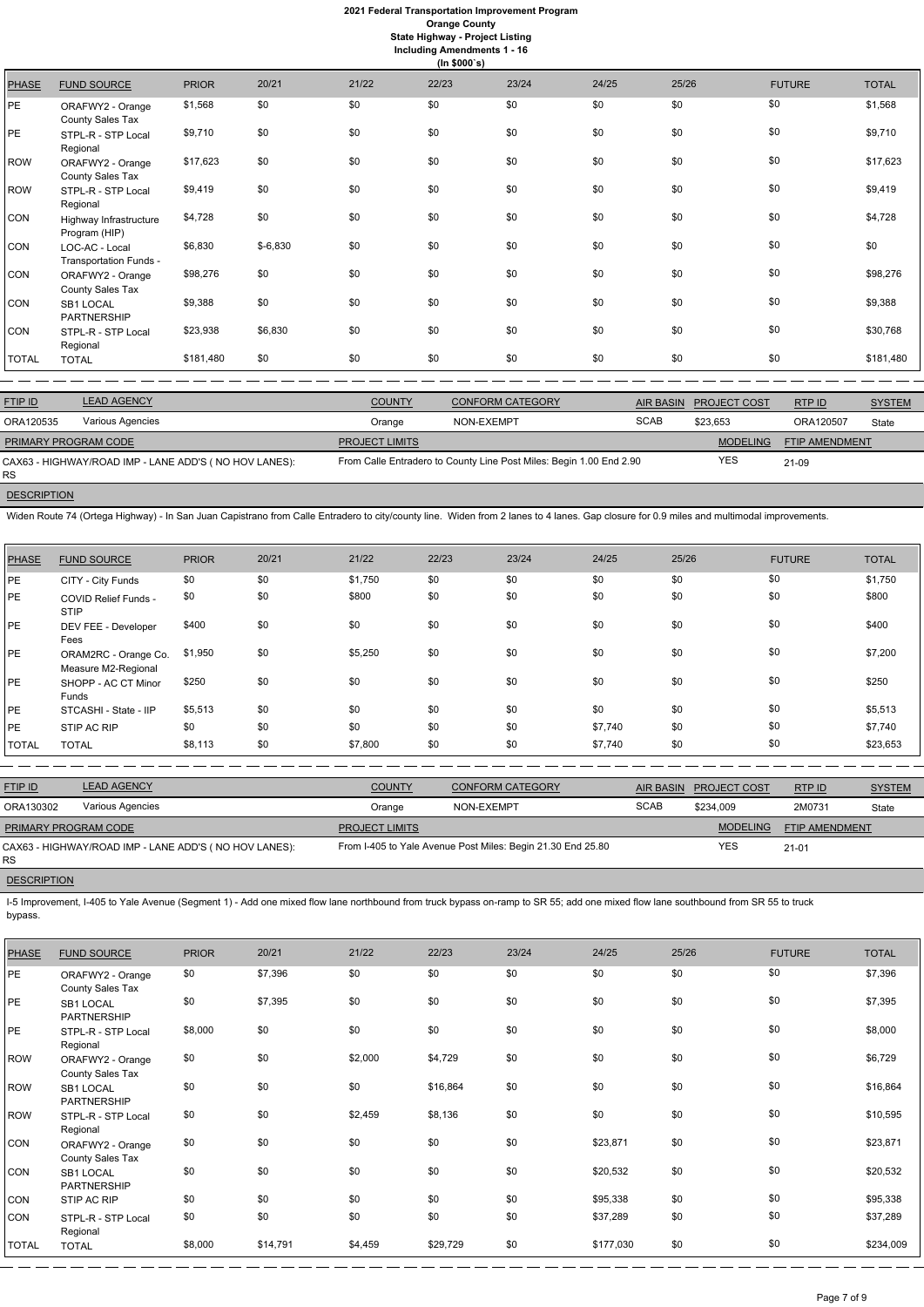# 2021 Federal Transportation Improvement Program
## Orange County
### State Highway - Project Listing
### Including Amendments 1 - 16
### (In $000`s)

| PHASE | FUND SOURCE | PRIOR | 20/21 | 21/22 | 22/23 | 23/24 | 24/25 | 25/26 | FUTURE | TOTAL |
|---|---|---|---|---|---|---|---|---|---|---|
| PE | ORAFWY2 - Orange County Sales Tax | $1,568 | $0 | $0 | $0 | $0 | $0 | $0 | $0 | $1,568 |
| PE | STPL-R - STP Local Regional | $9,710 | $0 | $0 | $0 | $0 | $0 | $0 | $0 | $9,710 |
| ROW | ORAFWY2 - Orange County Sales Tax | $17,623 | $0 | $0 | $0 | $0 | $0 | $0 | $0 | $17,623 |
| ROW | STPL-R - STP Local Regional | $9,419 | $0 | $0 | $0 | $0 | $0 | $0 | $0 | $9,419 |
| CON | Highway Infrastructure Program (HIP) | $4,728 | $0 | $0 | $0 | $0 | $0 | $0 | $0 | $4,728 |
| CON | LOC-AC - Local Transportation Funds - | $6,830 | $-6,830 | $0 | $0 | $0 | $0 | $0 | $0 | $0 |
| CON | ORAFWY2 - Orange County Sales Tax | $98,276 | $0 | $0 | $0 | $0 | $0 | $0 | $0 | $98,276 |
| CON | SB1 LOCAL PARTNERSHIP | $9,388 | $0 | $0 | $0 | $0 | $0 | $0 | $0 | $9,388 |
| CON | STPL-R - STP Local Regional | $23,938 | $6,830 | $0 | $0 | $0 | $0 | $0 | $0 | $30,768 |
| TOTAL | TOTAL | $181,480 | $0 | $0 | $0 | $0 | $0 | $0 | $0 | $181,480 |

| FTIP ID | LEAD AGENCY | COUNTY | CONFORM CATEGORY | AIR BASIN | PROJECT COST | RTP ID | SYSTEM |
|---|---|---|---|---|---|---|---|
| ORA120535 | Various Agencies | Orange | NON-EXEMPT | SCAB | $23,653 | ORA120507 | State |

| PRIMARY PROGRAM CODE | PROJECT LIMITS | MODELING | FTIP AMENDMENT |
|---|---|---|---|
| CAX63 - HIGHWAY/ROAD IMP - LANE ADD'S ( NO HOV LANES): RS | From Calle Entradero to County Line Post Miles: Begin 1.00 End 2.90 | YES | 21-09 |

**DESCRIPTION**

Widen Route 74 (Ortega Highway) - In San Juan Capistrano from Calle Entradero to city/county line. Widen from 2 lanes to 4 lanes. Gap closure for 0.9 miles and multimodal improvements.

| PHASE | FUND SOURCE | PRIOR | 20/21 | 21/22 | 22/23 | 23/24 | 24/25 | 25/26 | FUTURE | TOTAL |
|---|---|---|---|---|---|---|---|---|---|---|
| PE | CITY - City Funds | $0 | $0 | $1,750 | $0 | $0 | $0 | $0 | $0 | $1,750 |
| PE | COVID Relief Funds - STIP | $0 | $0 | $800 | $0 | $0 | $0 | $0 | $0 | $800 |
| PE | DEV FEE - Developer Fees | $400 | $0 | $0 | $0 | $0 | $0 | $0 | $0 | $400 |
| PE | ORAM2RC - Orange Co. Measure M2-Regional | $1,950 | $0 | $5,250 | $0 | $0 | $0 | $0 | $0 | $7,200 |
| PE | SHOPP - AC CT Minor Funds | $250 | $0 | $0 | $0 | $0 | $0 | $0 | $0 | $250 |
| PE | STCASHI - State - IIP | $5,513 | $0 | $0 | $0 | $0 | $0 | $0 | $0 | $5,513 |
| PE | STIP AC RIP | $0 | $0 | $0 | $0 | $0 | $7,740 | $0 | $0 | $7,740 |
| TOTAL | TOTAL | $8,113 | $0 | $7,800 | $0 | $0 | $7,740 | $0 | $0 | $23,653 |

| FTIP ID | LEAD AGENCY | COUNTY | CONFORM CATEGORY | AIR BASIN | PROJECT COST | RTP ID | SYSTEM |
|---|---|---|---|---|---|---|---|
| ORA130302 | Various Agencies | Orange | NON-EXEMPT | SCAB | $234,009 | 2M0731 | State |

| PRIMARY PROGRAM CODE | PROJECT LIMITS | MODELING | FTIP AMENDMENT |
|---|---|---|---|
| CAX63 - HIGHWAY/ROAD IMP - LANE ADD'S ( NO HOV LANES): RS | From I-405 to Yale Avenue Post Miles: Begin 21.30 End 25.80 | YES | 21-01 |

**DESCRIPTION**

I-5 Improvement, I-405 to Yale Avenue (Segment 1) - Add one mixed flow lane northbound from truck bypass on-ramp to SR 55; add one mixed flow lane southbound from SR 55 to truck bypass.

| PHASE | FUND SOURCE | PRIOR | 20/21 | 21/22 | 22/23 | 23/24 | 24/25 | 25/26 | FUTURE | TOTAL |
|---|---|---|---|---|---|---|---|---|---|---|
| PE | ORAFWY2 - Orange County Sales Tax | $0 | $7,396 | $0 | $0 | $0 | $0 | $0 | $0 | $7,396 |
| PE | SB1 LOCAL PARTNERSHIP | $0 | $7,395 | $0 | $0 | $0 | $0 | $0 | $0 | $7,395 |
| PE | STPL-R - STP Local Regional | $8,000 | $0 | $0 | $0 | $0 | $0 | $0 | $0 | $8,000 |
| ROW | ORAFWY2 - Orange County Sales Tax | $0 | $0 | $2,000 | $4,729 | $0 | $0 | $0 | $0 | $6,729 |
| ROW | SB1 LOCAL PARTNERSHIP | $0 | $0 | $0 | $16,864 | $0 | $0 | $0 | $0 | $16,864 |
| ROW | STPL-R - STP Local Regional | $0 | $0 | $2,459 | $8,136 | $0 | $0 | $0 | $0 | $10,595 |
| CON | ORAFWY2 - Orange County Sales Tax | $0 | $0 | $0 | $0 | $0 | $23,871 | $0 | $0 | $23,871 |
| CON | SB1 LOCAL PARTNERSHIP | $0 | $0 | $0 | $0 | $0 | $20,532 | $0 | $0 | $20,532 |
| CON | STIP AC RIP | $0 | $0 | $0 | $0 | $0 | $95,338 | $0 | $0 | $95,338 |
| CON | STPL-R - STP Local Regional | $0 | $0 | $0 | $0 | $0 | $37,289 | $0 | $0 | $37,289 |
| TOTAL | TOTAL | $8,000 | $14,791 | $4,459 | $29,729 | $0 | $177,030 | $0 | $0 | $234,009 |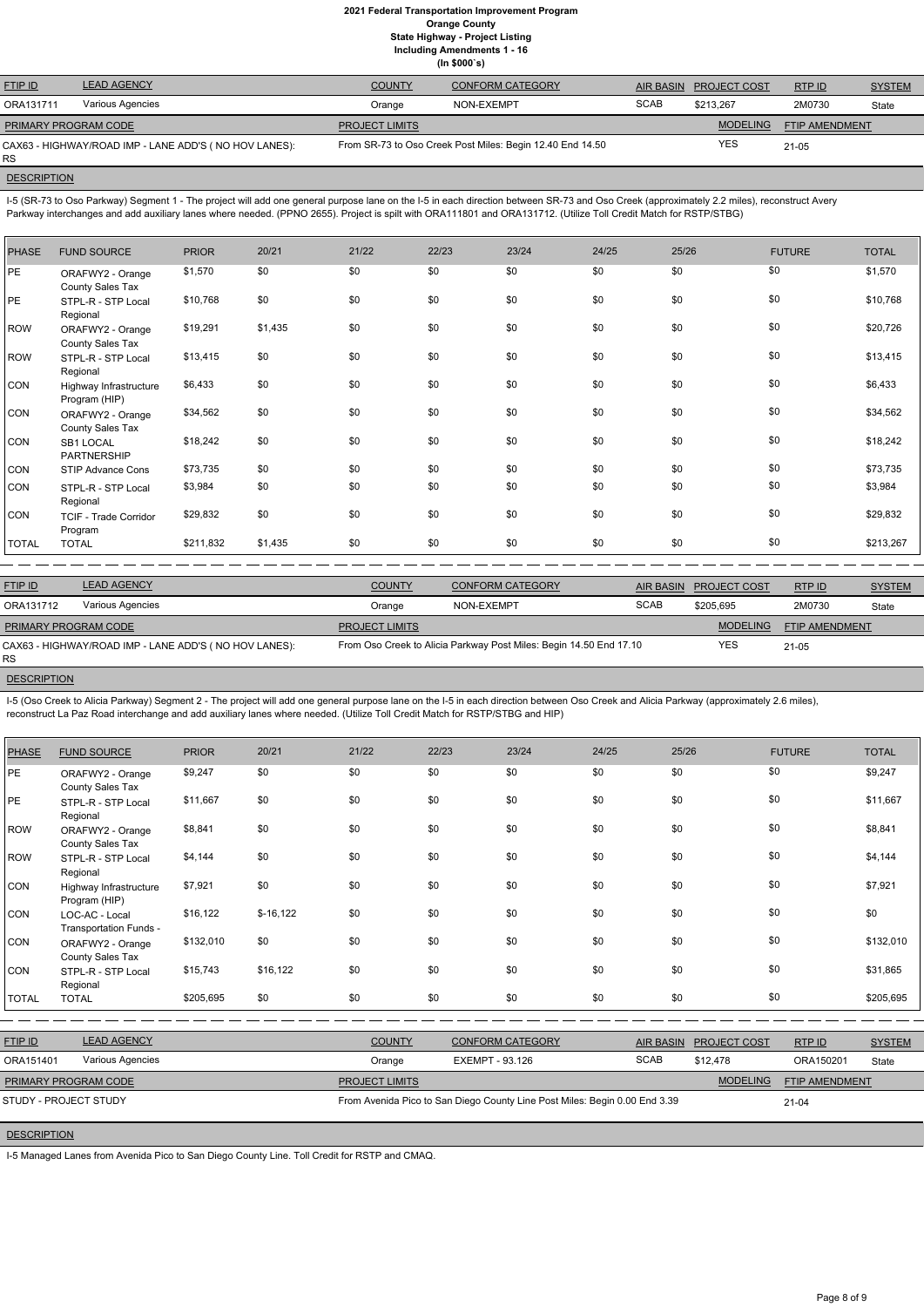# 2021 Federal Transportation Improvement Program
## Orange County
### State Highway - Project Listing
### Including Amendments 1 - 16
### (In $000`s)

| FTIP ID | LEAD AGENCY | COUNTY | CONFORM CATEGORY | AIR BASIN | PROJECT COST | RTP ID | SYSTEM |
|---|---|---|---|---|---|---|---|
| ORA131711 | Various Agencies | Orange | NON-EXEMPT | SCAB | $213,267 | 2M0730 | State |

| PRIMARY PROGRAM CODE | PROJECT LIMITS | MODELING | FTIP AMENDMENT |
|---|---|---|---|
| CAX63 - HIGHWAY/ROAD IMP - LANE ADD'S ( NO HOV LANES): RS | From SR-73 to Oso Creek Post Miles: Begin 12.40 End 14.50 | YES | 21-05 |

**DESCRIPTION**

I-5 (SR-73 to Oso Parkway) Segment 1 - The project will add one general purpose lane on the I-5 in each direction between SR-73 and Oso Creek (approximately 2.2 miles), reconstruct Avery Parkway interchanges and add auxiliary lanes where needed. (PPNO 2655). Project is spilt with ORA111801 and ORA131712. (Utilize Toll Credit Match for RSTP/STBG)

| PHASE | FUND SOURCE | PRIOR | 20/21 | 21/22 | 22/23 | 23/24 | 24/25 | 25/26 | FUTURE | TOTAL |
|---|---|---|---|---|---|---|---|---|---|---|
| PE | ORAFWY2 - Orange County Sales Tax | $1,570 | $0 | $0 | $0 | $0 | $0 | $0 | $0 | $1,570 |
| PE | STPL-R - STP Local Regional | $10,768 | $0 | $0 | $0 | $0 | $0 | $0 | $0 | $10,768 |
| ROW | ORAFWY2 - Orange County Sales Tax | $19,291 | $1,435 | $0 | $0 | $0 | $0 | $0 | $0 | $20,726 |
| ROW | STPL-R - STP Local Regional | $13,415 | $0 | $0 | $0 | $0 | $0 | $0 | $0 | $13,415 |
| CON | Highway Infrastructure Program (HIP) | $6,433 | $0 | $0 | $0 | $0 | $0 | $0 | $0 | $6,433 |
| CON | ORAFWY2 - Orange County Sales Tax | $34,562 | $0 | $0 | $0 | $0 | $0 | $0 | $0 | $34,562 |
| CON | SB1 LOCAL PARTNERSHIP | $18,242 | $0 | $0 | $0 | $0 | $0 | $0 | $0 | $18,242 |
| CON | STIP Advance Cons | $73,735 | $0 | $0 | $0 | $0 | $0 | $0 | $0 | $73,735 |
| CON | STPL-R - STP Local Regional | $3,984 | $0 | $0 | $0 | $0 | $0 | $0 | $0 | $3,984 |
| CON | TCIF - Trade Corridor Program | $29,832 | $0 | $0 | $0 | $0 | $0 | $0 | $0 | $29,832 |
| TOTAL | TOTAL | $211,832 | $1,435 | $0 | $0 | $0 | $0 | $0 | $0 | $213,267 |

| FTIP ID | LEAD AGENCY | COUNTY | CONFORM CATEGORY | AIR BASIN | PROJECT COST | RTP ID | SYSTEM |
|---|---|---|---|---|---|---|---|
| ORA131712 | Various Agencies | Orange | NON-EXEMPT | SCAB | $205,695 | 2M0730 | State |

| PRIMARY PROGRAM CODE | PROJECT LIMITS | MODELING | FTIP AMENDMENT |
|---|---|---|---|
| CAX63 - HIGHWAY/ROAD IMP - LANE ADD'S ( NO HOV LANES): RS | From Oso Creek to Alicia Parkway Post Miles: Begin 14.50 End 17.10 | YES | 21-05 |

**DESCRIPTION**

I-5 (Oso Creek to Alicia Parkway) Segment 2 - The project will add one general purpose lane on the I-5 in each direction between Oso Creek and Alicia Parkway (approximately 2.6 miles), reconstruct La Paz Road interchange and add auxiliary lanes where needed. (Utilize Toll Credit Match for RSTP/STBG and HIP)

| PHASE | FUND SOURCE | PRIOR | 20/21 | 21/22 | 22/23 | 23/24 | 24/25 | 25/26 | FUTURE | TOTAL |
|---|---|---|---|---|---|---|---|---|---|---|
| PE | ORAFWY2 - Orange County Sales Tax | $9,247 | $0 | $0 | $0 | $0 | $0 | $0 | $0 | $9,247 |
| PE | STPL-R - STP Local Regional | $11,667 | $0 | $0 | $0 | $0 | $0 | $0 | $0 | $11,667 |
| ROW | ORAFWY2 - Orange County Sales Tax | $8,841 | $0 | $0 | $0 | $0 | $0 | $0 | $0 | $8,841 |
| ROW | STPL-R - STP Local Regional | $4,144 | $0 | $0 | $0 | $0 | $0 | $0 | $0 | $4,144 |
| CON | Highway Infrastructure Program (HIP) | $7,921 | $0 | $0 | $0 | $0 | $0 | $0 | $0 | $7,921 |
| CON | LOC-AC - Local Transportation Funds - | $16,122 | $-16,122 | $0 | $0 | $0 | $0 | $0 | $0 | $0 |
| CON | ORAFWY2 - Orange County Sales Tax | $132,010 | $0 | $0 | $0 | $0 | $0 | $0 | $0 | $132,010 |
| CON | STPL-R - STP Local Regional | $15,743 | $16,122 | $0 | $0 | $0 | $0 | $0 | $0 | $31,865 |
| TOTAL | TOTAL | $205,695 | $0 | $0 | $0 | $0 | $0 | $0 | $0 | $205,695 |

| FTIP ID | LEAD AGENCY | COUNTY | CONFORM CATEGORY | AIR BASIN | PROJECT COST | RTP ID | SYSTEM |
|---|---|---|---|---|---|---|---|
| ORA151401 | Various Agencies | Orange | EXEMPT - 93.126 | SCAB | $12,478 | ORA150201 | State |

| PRIMARY PROGRAM CODE | PROJECT LIMITS | MODELING | FTIP AMENDMENT |
|---|---|---|---|
| STUDY - PROJECT STUDY | From Avenida Pico to San Diego County Line Post Miles: Begin 0.00 End 3.39 | | 21-04 |

**DESCRIPTION**

I-5 Managed Lanes from Avenida Pico to San Diego County Line. Toll Credit for RSTP and CMAQ.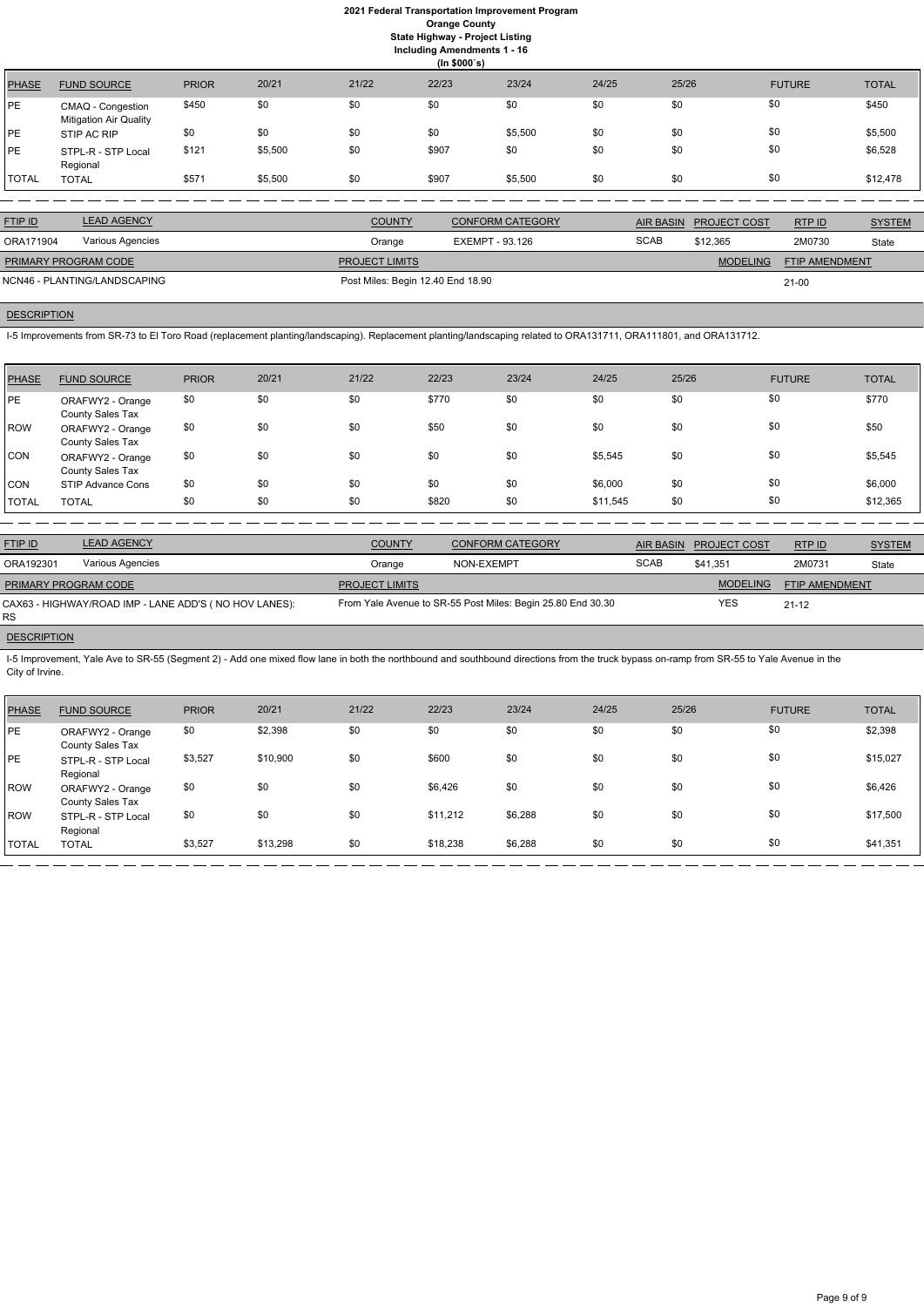# 2021 Federal Transportation Improvement Program
## Orange County
### State Highway - Project Listing
### Including Amendments 1 - 16
### (In $000`s)

| PHASE | FUND SOURCE | PRIOR | 20/21 | 21/22 | 22/23 | 23/24 | 24/25 | 25/26 | FUTURE | TOTAL |
|---|---|---|---|---|---|---|---|---|---|---|
| PE | CMAQ - Congestion Mitigation Air Quality | $450 | $0 | $0 | $0 | $0 | $0 | $0 | $0 | $450 |
| PE | STIP AC RIP | $0 | $0 | $0 | $0 | $5,500 | $0 | $0 | $0 | $5,500 |
| PE | STPL-R - STP Local Regional | $121 | $5,500 | $0 | $907 | $0 | $0 | $0 | $0 | $6,528 |
| TOTAL | TOTAL | $571 | $5,500 | $0 | $907 | $5,500 | $0 | $0 | $0 | $12,478 |

| FTIP ID | LEAD AGENCY | COUNTY | CONFORM CATEGORY | AIR BASIN | PROJECT COST | RTP ID | SYSTEM |
|---|---|---|---|---|---|---|---|
| ORA171904 | Various Agencies | Orange | EXEMPT - 93.126 | SCAB | $12,365 | 2M0730 | State |

| PRIMARY PROGRAM CODE | PROJECT LIMITS | MODELING | FTIP AMENDMENT |
|---|---|---|---|
| NCN46 - PLANTING/LANDSCAPING | Post Miles: Begin 12.40 End 18.90 | | 21-00 |

**DESCRIPTION**

I-5 Improvements from SR-73 to El Toro Road (replacement planting/landscaping). Replacement planting/landscaping related to ORA131711, ORA111801, and ORA131712.

| PHASE | FUND SOURCE | PRIOR | 20/21 | 21/22 | 22/23 | 23/24 | 24/25 | 25/26 | FUTURE | TOTAL |
|---|---|---|---|---|---|---|---|---|---|---|
| PE | ORAFWY2 - Orange County Sales Tax | $0 | $0 | $0 | $770 | $0 | $0 | $0 | $0 | $770 |
| ROW | ORAFWY2 - Orange County Sales Tax | $0 | $0 | $0 | $50 | $0 | $0 | $0 | $0 | $50 |
| CON | ORAFWY2 - Orange County Sales Tax | $0 | $0 | $0 | $0 | $0 | $5,545 | $0 | $0 | $5,545 |
| CON | STIP Advance Cons | $0 | $0 | $0 | $0 | $0 | $6,000 | $0 | $0 | $6,000 |
| TOTAL | TOTAL | $0 | $0 | $0 | $820 | $0 | $11,545 | $0 | $0 | $12,365 |

| FTIP ID | LEAD AGENCY | COUNTY | CONFORM CATEGORY | AIR BASIN | PROJECT COST | RTP ID | SYSTEM |
|---|---|---|---|---|---|---|---|
| ORA192301 | Various Agencies | Orange | NON-EXEMPT | SCAB | $41,351 | 2M0731 | State |

| PRIMARY PROGRAM CODE | PROJECT LIMITS | MODELING | FTIP AMENDMENT |
|---|---|---|---|
| CAX63 - HIGHWAY/ROAD IMP - LANE ADD'S ( NO HOV LANES): RS | From Yale Avenue to SR-55 Post Miles: Begin 25.80 End 30.30 | YES | 21-12 |

**DESCRIPTION**

I-5 Improvement, Yale Ave to SR-55 (Segment 2) - Add one mixed flow lane in both the northbound and southbound directions from the truck bypass on-ramp from SR-55 to Yale Avenue in the City of Irvine.

| PHASE | FUND SOURCE | PRIOR | 20/21 | 21/22 | 22/23 | 23/24 | 24/25 | 25/26 | FUTURE | TOTAL |
|---|---|---|---|---|---|---|---|---|---|---|
| PE | ORAFWY2 - Orange County Sales Tax | $0 | $2,398 | $0 | $0 | $0 | $0 | $0 | $0 | $2,398 |
| PE | STPL-R - STP Local Regional | $3,527 | $10,900 | $0 | $600 | $0 | $0 | $0 | $0 | $15,027 |
| ROW | ORAFWY2 - Orange County Sales Tax | $0 | $0 | $0 | $6,426 | $0 | $0 | $0 | $0 | $6,426 |
| ROW | STPL-R - STP Local Regional | $0 | $0 | $0 | $11,212 | $6,288 | $0 | $0 | $0 | $17,500 |
| TOTAL | TOTAL | $3,527 | $13,298 | $0 | $18,238 | $6,288 | $0 | $0 | $0 | $41,351 |